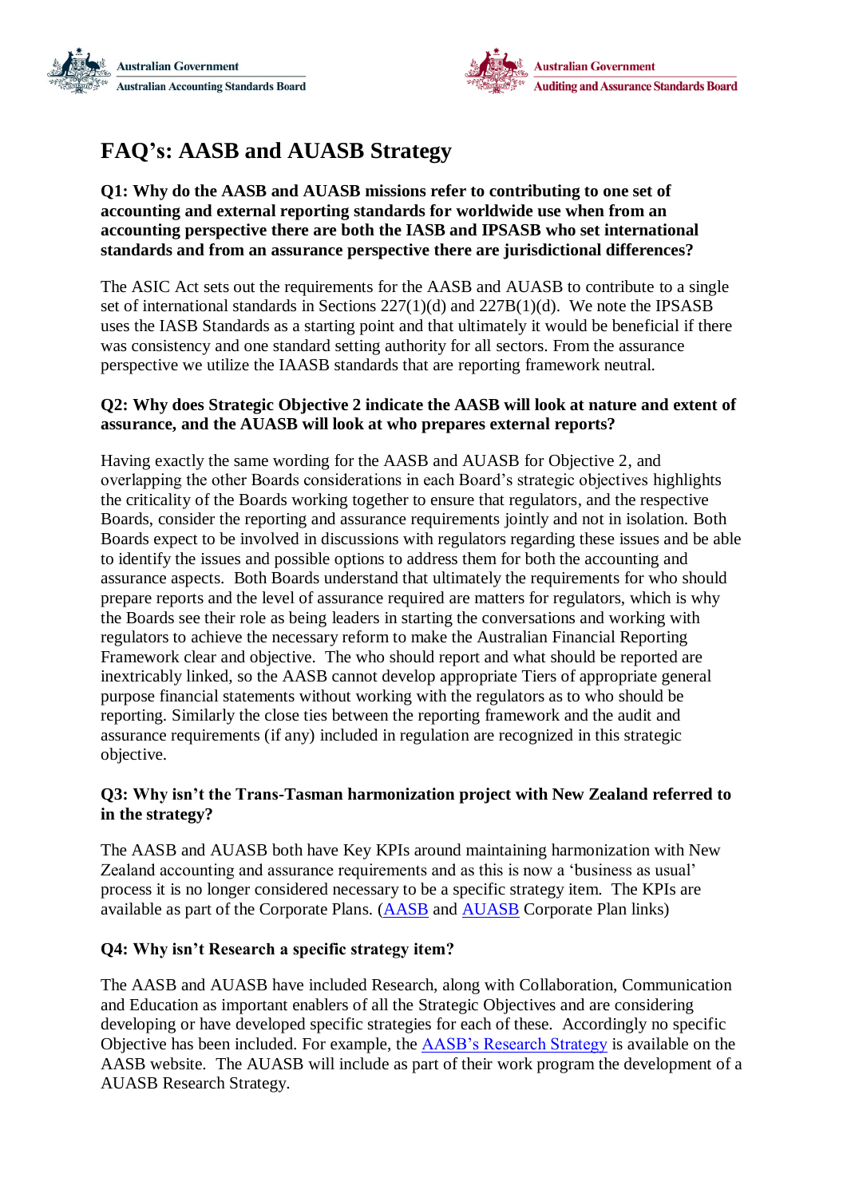Australian Government
Australian Accounting Standards Board

Australian Government
Auditing and Assurance Standards Board

# FAQ's: AASB and AUASB Strategy

**Q1: Why do the AASB and AUASB missions refer to contributing to one set of accounting and external reporting standards for worldwide use when from an accounting perspective there are both the IASB and IPSASB who set international standards and from an assurance perspective there are jurisdictional differences?**

The ASIC Act sets out the requirements for the AASB and AUASB to contribute to a single set of international standards in Sections 227(1)(d) and 227B(1)(d). We note the IPSASB uses the IASB Standards as a starting point and that ultimately it would be beneficial if there was consistency and one standard setting authority for all sectors. From the assurance perspective we utilize the IAASB standards that are reporting framework neutral.

**Q2: Why does Strategic Objective 2 indicate the AASB will look at nature and extent of assurance, and the AUASB will look at who prepares external reports?**

Having exactly the same wording for the AASB and AUASB for Objective 2, and overlapping the other Boards considerations in each Board's strategic objectives highlights the criticality of the Boards working together to ensure that regulators, and the respective Boards, consider the reporting and assurance requirements jointly and not in isolation. Both Boards expect to be involved in discussions with regulators regarding these issues and be able to identify the issues and possible options to address them for both the accounting and assurance aspects. Both Boards understand that ultimately the requirements for who should prepare reports and the level of assurance required are matters for regulators, which is why the Boards see their role as being leaders in starting the conversations and working with regulators to achieve the necessary reform to make the Australian Financial Reporting Framework clear and objective. The who should report and what should be reported are inextricably linked, so the AASB cannot develop appropriate Tiers of appropriate general purpose financial statements without working with the regulators as to who should be reporting. Similarly the close ties between the reporting framework and the audit and assurance requirements (if any) included in regulation are recognized in this strategic objective.

**Q3: Why isn't the Trans-Tasman harmonization project with New Zealand referred to in the strategy?**

The AASB and AUASB both have Key KPIs around maintaining harmonization with New Zealand accounting and assurance requirements and as this is now a 'business as usual' process it is no longer considered necessary to be a specific strategy item. The KPIs are available as part of the Corporate Plans. (AASB and AUASB Corporate Plan links)

**Q4: Why isn't Research a specific strategy item?**

The AASB and AUASB have included Research, along with Collaboration, Communication and Education as important enablers of all the Strategic Objectives and are considering developing or have developed specific strategies for each of these. Accordingly no specific Objective has been included. For example, the AASB's Research Strategy is available on the AASB website. The AUASB will include as part of their work program the development of a AUASB Research Strategy.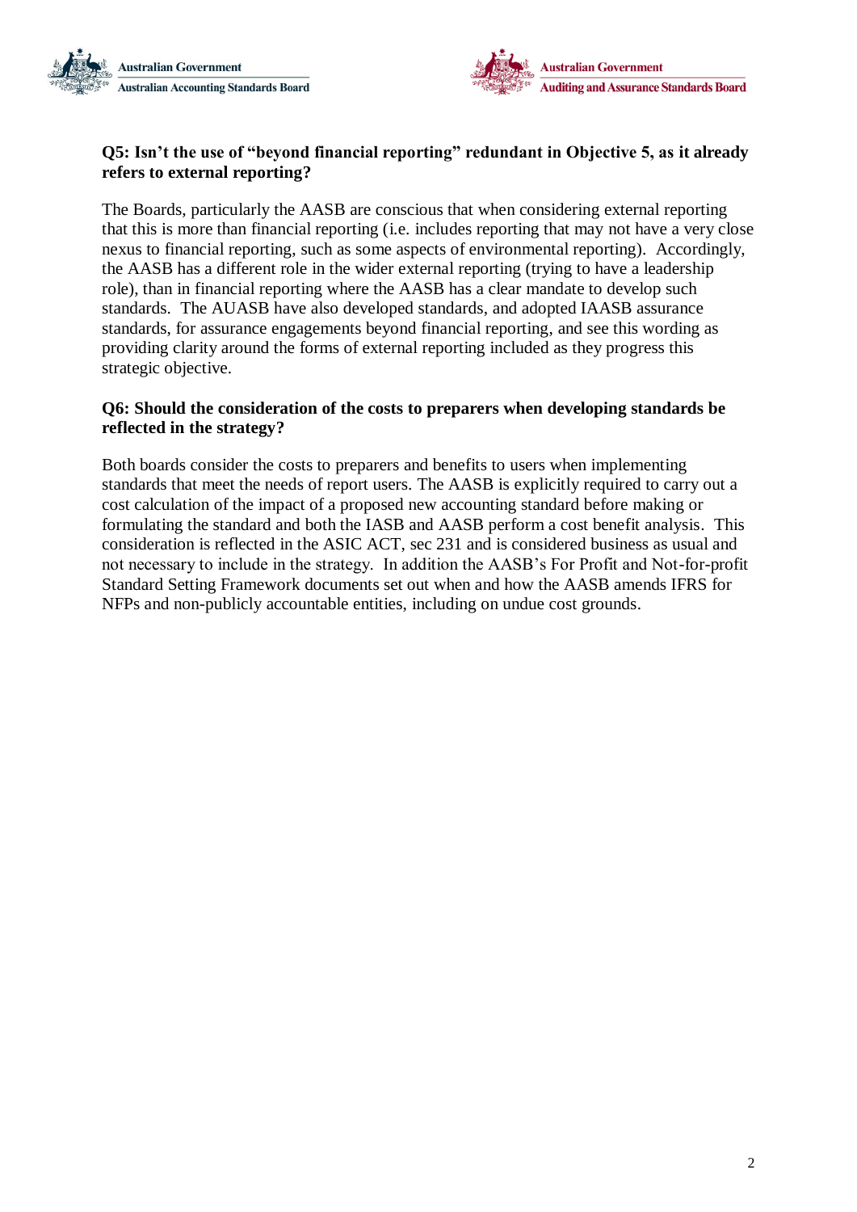**Q5: Isn't the use of "beyond financial reporting" redundant in Objective 5, as it already refers to external reporting?**

The Boards, particularly the AASB are conscious that when considering external reporting that this is more than financial reporting (i.e. includes reporting that may not have a very close nexus to financial reporting, such as some aspects of environmental reporting). Accordingly, the AASB has a different role in the wider external reporting (trying to have a leadership role), than in financial reporting where the AASB has a clear mandate to develop such standards. The AUASB have also developed standards, and adopted IAASB assurance standards, for assurance engagements beyond financial reporting, and see this wording as providing clarity around the forms of external reporting included as they progress this strategic objective.

**Q6: Should the consideration of the costs to preparers when developing standards be reflected in the strategy?**

Both boards consider the costs to preparers and benefits to users when implementing standards that meet the needs of report users. The AASB is explicitly required to carry out a cost calculation of the impact of a proposed new accounting standard before making or formulating the standard and both the IASB and AASB perform a cost benefit analysis. This consideration is reflected in the ASIC ACT, sec 231 and is considered business as usual and not necessary to include in the strategy. In addition the AASB's For Profit and Not-for-profit Standard Setting Framework documents set out when and how the AASB amends IFRS for NFPs and non-publicly accountable entities, including on undue cost grounds.